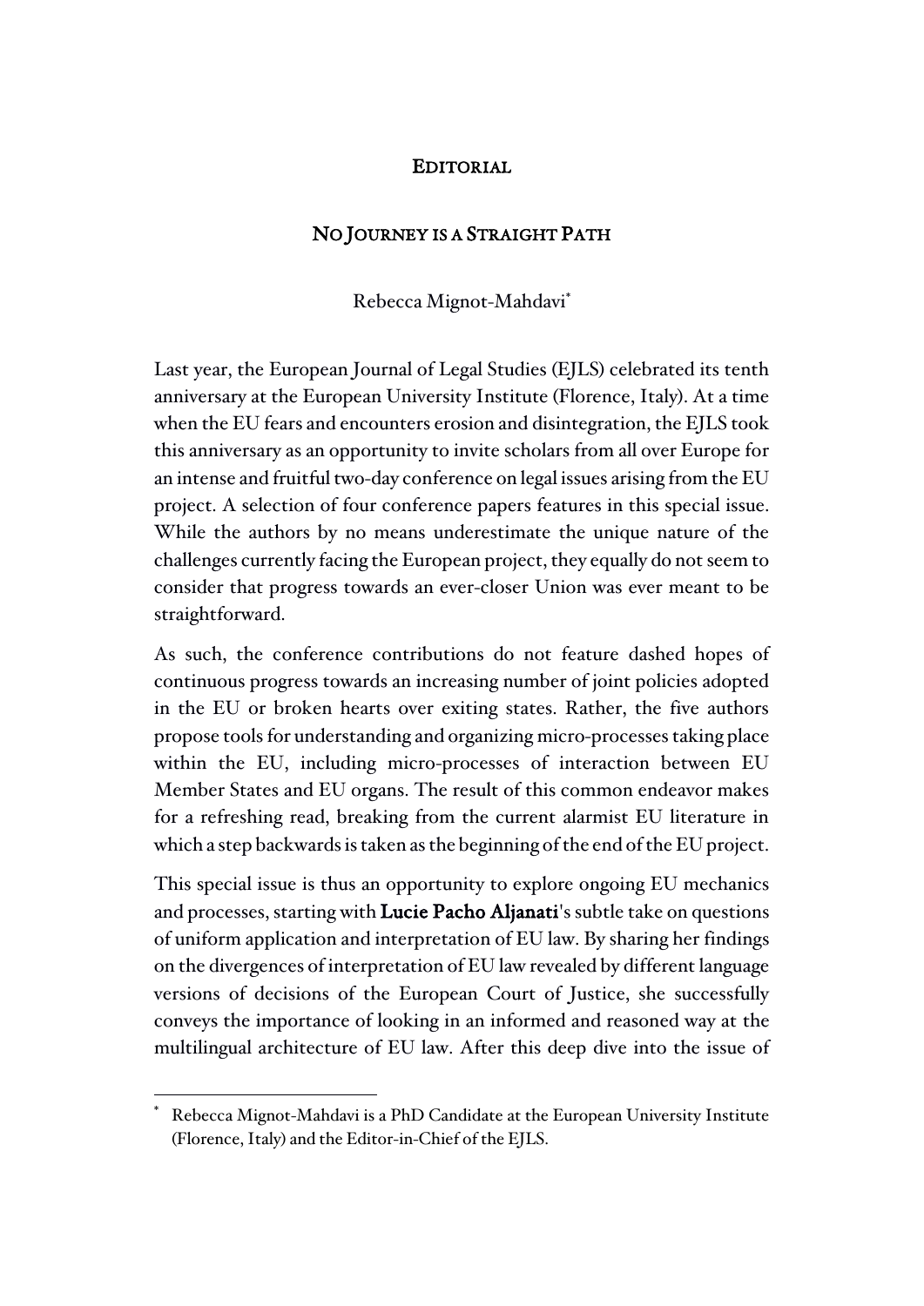# EDITORIAL

## NO JOURNEY IS A STRAIGHT PATH

Rebecca Mignot-Mahdavi*

Last year, the European Journal of Legal Studies (EJLS) celebrated its tenth anniversary at the European University Institute (Florence, Italy). At a time when the EU fears and encounters erosion and disintegration, the EJLS took this anniversary as an opportunity to invite scholars from all over Europe for an intense and fruitful two-day conference on legal issues arising from the EU project. A selection of four conference papers features in this special issue. While the authors by no means underestimate the unique nature of the challenges currently facing the European project, they equally do not seem to consider that progress towards an ever-closer Union was ever meant to be straightforward.

As such, the conference contributions do not feature dashed hopes of continuous progress towards an increasing number of joint policies adopted in the EU or broken hearts over exiting states. Rather, the five authors propose tools for understanding and organizing micro-processes taking place within the EU, including micro-processes of interaction between EU Member States and EU organs. The result of this common endeavor makes for a refreshing read, breaking from the current alarmist EU literature in which a step backwards is taken as the beginning of the end of the EU project.

This special issue is thus an opportunity to explore ongoing EU mechanics and processes, starting with **Lucie Pacho Aljanati**'s subtle take on questions of uniform application and interpretation of EU law. By sharing her findings on the divergences of interpretation of EU law revealed by different language versions of decisions of the European Court of Justice, she successfully conveys the importance of looking in an informed and reasoned way at the multilingual architecture of EU law. After this deep dive into the issue of

---

\* Rebecca Mignot-Mahdavi is a PhD Candidate at the European University Institute (Florence, Italy) and the Editor-in-Chief of the EJLS.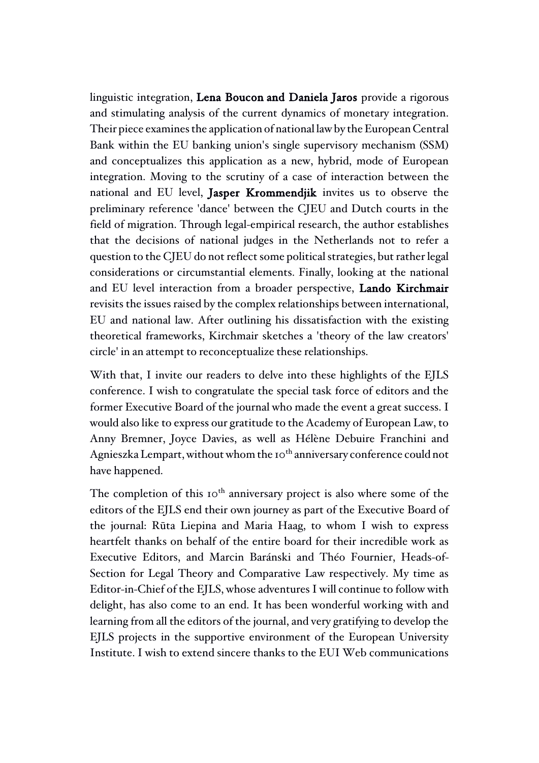linguistic integration, **Lena Boucon and Daniela Jaros** provide a rigorous and stimulating analysis of the current dynamics of monetary integration. Their piece examines the application of national law by the European Central Bank within the EU banking union's single supervisory mechanism (SSM) and conceptualizes this application as a new, hybrid, mode of European integration. Moving to the scrutiny of a case of interaction between the national and EU level, **Jasper Krommendjik** invites us to observe the preliminary reference 'dance' between the CJEU and Dutch courts in the field of migration. Through legal-empirical research, the author establishes that the decisions of national judges in the Netherlands not to refer a question to the CJEU do not reflect some political strategies, but rather legal considerations or circumstantial elements. Finally, looking at the national and EU level interaction from a broader perspective, **Lando Kirchmair** revisits the issues raised by the complex relationships between international, EU and national law. After outlining his dissatisfaction with the existing theoretical frameworks, Kirchmair sketches a 'theory of the law creators' circle' in an attempt to reconceptualize these relationships.

With that, I invite our readers to delve into these highlights of the EJLS conference. I wish to congratulate the special task force of editors and the former Executive Board of the journal who made the event a great success. I would also like to express our gratitude to the Academy of European Law, to Anny Bremner, Joyce Davies, as well as Hélène Debuire Franchini and Agnieszka Lempart, without whom the 10th anniversary conference could not have happened.

The completion of this 10th anniversary project is also where some of the editors of the EJLS end their own journey as part of the Executive Board of the journal: Rūta Liepina and Maria Haag, to whom I wish to express heartfelt thanks on behalf of the entire board for their incredible work as Executive Editors, and Marcin Baránski and Théo Fournier, Heads-of-Section for Legal Theory and Comparative Law respectively. My time as Editor-in-Chief of the EJLS, whose adventures I will continue to follow with delight, has also come to an end. It has been wonderful working with and learning from all the editors of the journal, and very gratifying to develop the EJLS projects in the supportive environment of the European University Institute. I wish to extend sincere thanks to the EUI Web communications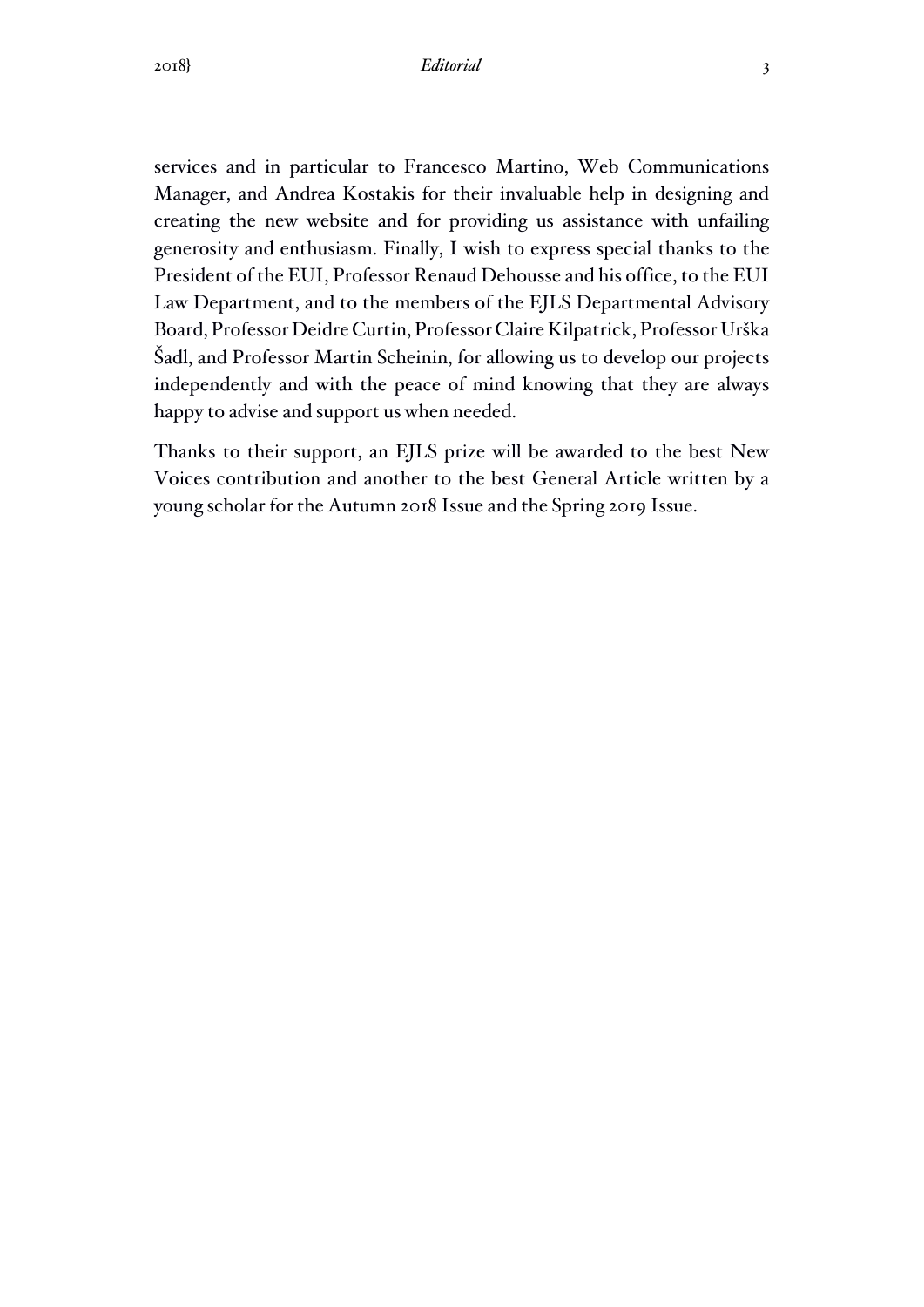services and in particular to Francesco Martino, Web Communications Manager, and Andrea Kostakis for their invaluable help in designing and creating the new website and for providing us assistance with unfailing generosity and enthusiasm. Finally, I wish to express special thanks to the President of the EUI, Professor Renaud Dehousse and his office, to the EUI Law Department, and to the members of the EJLS Departmental Advisory Board, Professor Deidre Curtin, Professor Claire Kilpatrick, Professor Urška Šadl, and Professor Martin Scheinin, for allowing us to develop our projects independently and with the peace of mind knowing that they are always happy to advise and support us when needed.

Thanks to their support, an EJLS prize will be awarded to the best New Voices contribution and another to the best General Article written by a young scholar for the Autumn 2018 Issue and the Spring 2019 Issue.